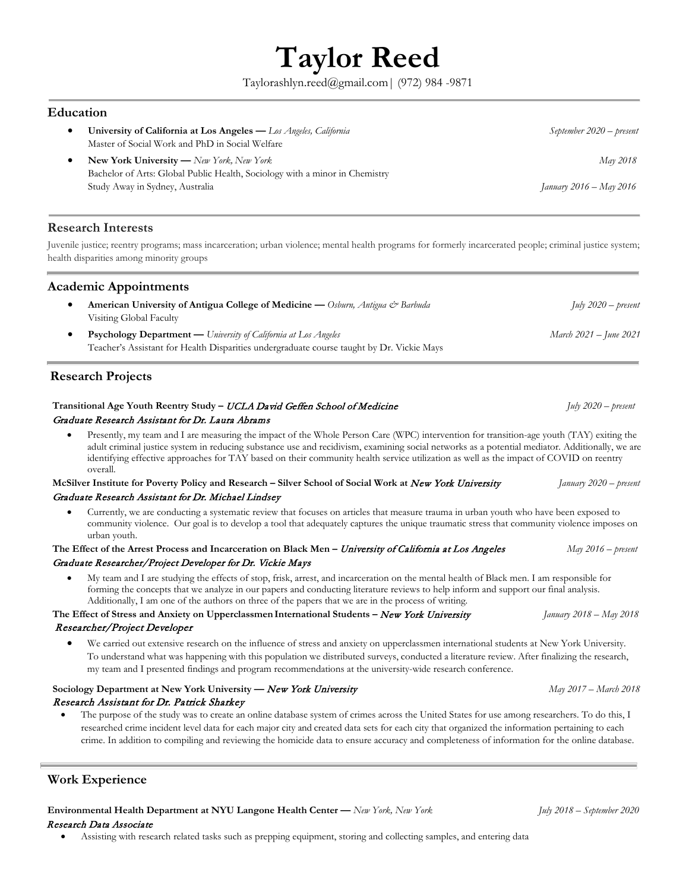# Taylor Reed

Taylorashlyn.reed@gmail.com| (972) 984 -9871

## Education

- **University of California at Los Angeles —** *Los Angeles, California* *September 2020 – present*
  Master of Social Work and PhD in Social Welfare
- **New York University —** *New York, New York* *May 2018*
  Bachelor of Arts: Global Public Health, Sociology with a minor in Chemistry
  Study Away in Sydney, Australia *January 2016 – May 2016*

## Research Interests

Juvenile justice; reentry programs; mass incarceration; urban violence; mental health programs for formerly incarcerated people; criminal justice system; health disparities among minority groups

## Academic Appointments

- **American University of Antigua College of Medicine —** *Osburn, Antigua & Barbuda* *July 2020 – present*
  Visiting Global Faculty
- **Psychology Department —** *University of California at Los Angeles* *March 2021 – June 2021*
  Teacher's Assistant for Health Disparities undergraduate course taught by Dr. Vickie Mays

## Research Projects

**Transitional Age Youth Reentry Study –** *UCLA David Geffen School of Medicine* *July 2020 – present*
*Graduate Research Assistant for Dr. Laura Abrams*

- Presently, my team and I are measuring the impact of the Whole Person Care (WPC) intervention for transition-age youth (TAY) exiting the adult criminal justice system in reducing substance use and recidivism, examining social networks as a potential mediator. Additionally, we are identifying effective approaches for TAY based on their community health service utilization as well as the impact of COVID on reentry overall.

**McSilver Institute for Poverty Policy and Research – Silver School of Social Work at** *New York University* *January 2020 – present*
*Graduate Research Assistant for Dr. Michael Lindsey*

- Currently, we are conducting a systematic review that focuses on articles that measure trauma in urban youth who have been exposed to community violence. Our goal is to develop a tool that adequately captures the unique traumatic stress that community violence imposes on urban youth.

**The Effect of the Arrest Process and Incarceration on Black Men –** *University of California at Los Angeles* *May 2016 – present*
*Graduate Researcher/Project Developer for Dr. Vickie Mays*

- My team and I are studying the effects of stop, frisk, arrest, and incarceration on the mental health of Black men. I am responsible for forming the concepts that we analyze in our papers and conducting literature reviews to help inform and support our final analysis. Additionally, I am one of the authors on three of the papers that we are in the process of writing.

**The Effect of Stress and Anxiety on Upperclassmen International Students –** *New York University* *January 2018 – May 2018*
*Researcher/Project Developer*

- We carried out extensive research on the influence of stress and anxiety on upperclassmen international students at New York University. To understand what was happening with this population we distributed surveys, conducted a literature review. After finalizing the research, my team and I presented findings and program recommendations at the university-wide research conference.

**Sociology Department at New York University —** *New York University* *May 2017 – March 2018*
*Research Assistant for Dr. Patrick Sharkey*

- The purpose of the study was to create an online database system of crimes across the United States for use among researchers. To do this, I researched crime incident level data for each major city and created data sets for each city that organized the information pertaining to each crime. In addition to compiling and reviewing the homicide data to ensure accuracy and completeness of information for the online database.

## Work Experience

**Environmental Health Department at NYU Langone Health Center —** *New York, New York* *July 2018 – September 2020*
*Research Data Associate*

- Assisting with research related tasks such as prepping equipment, storing and collecting samples, and entering data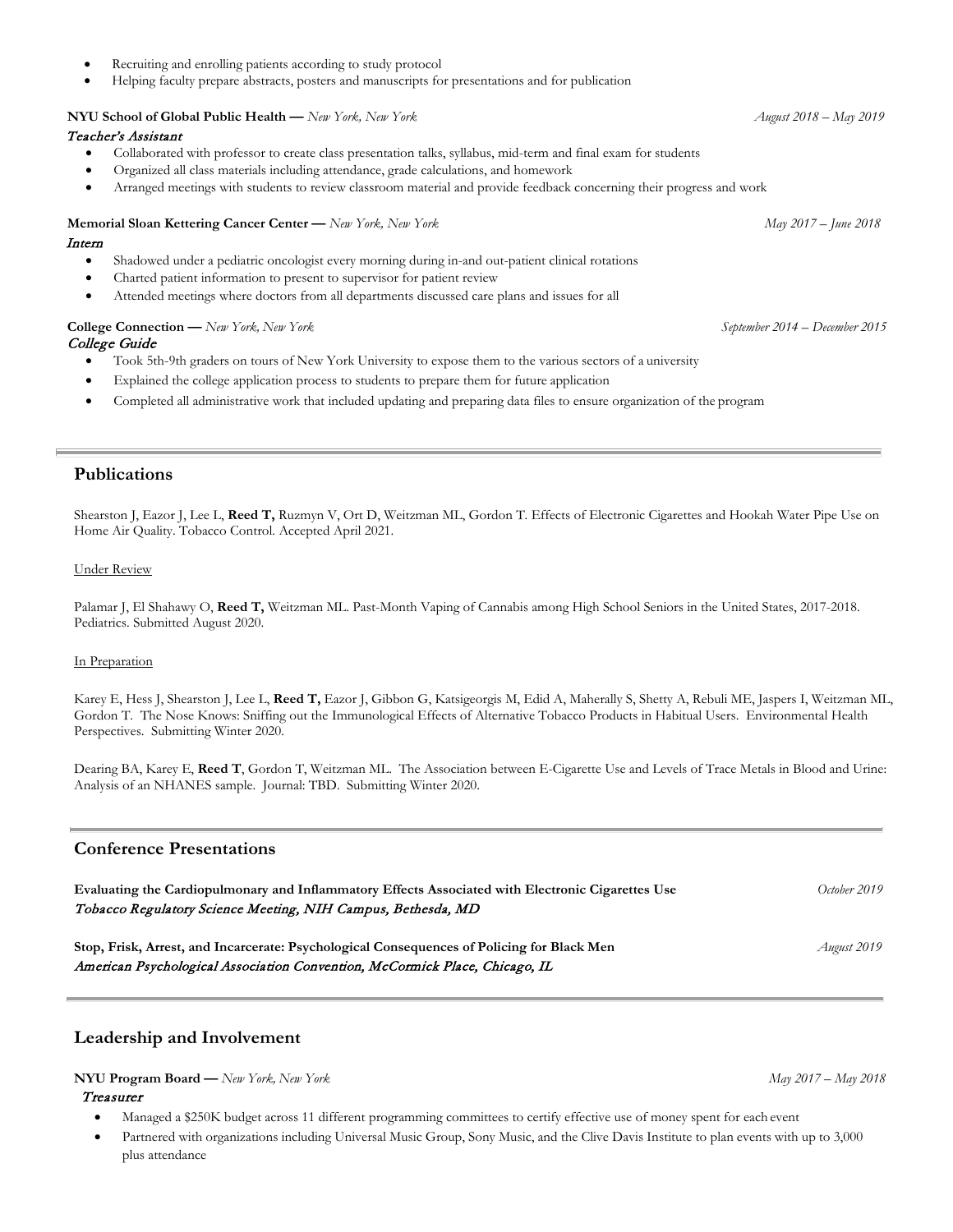- Recruiting and enrolling patients according to study protocol
- Helping faculty prepare abstracts, posters and manuscripts for presentations and for publication

**NYU School of Global Public Health —** *New York, New York* *August 2018 – May 2019*

*Teacher's Assistant*

- Collaborated with professor to create class presentation talks, syllabus, mid-term and final exam for students
- Organized all class materials including attendance, grade calculations, and homework
- Arranged meetings with students to review classroom material and provide feedback concerning their progress and work

**Memorial Sloan Kettering Cancer Center —** *New York, New York* *May 2017 – June 2018*

*Intern*

- Shadowed under a pediatric oncologist every morning during in-and out-patient clinical rotations
- Charted patient information to present to supervisor for patient review
- Attended meetings where doctors from all departments discussed care plans and issues for all

**College Connection —** *New York, New York* *September 2014 – December 2015*

*College Guide*

- Took 5th-9th graders on tours of New York University to expose them to the various sectors of a university
- Explained the college application process to students to prepare them for future application
- Completed all administrative work that included updating and preparing data files to ensure organization of the program

## Publications

Shearston J, Eazor J, Lee L, **Reed T,** Ruzmyn V, Ort D, Weitzman ML, Gordon T. Effects of Electronic Cigarettes and Hookah Water Pipe Use on Home Air Quality. Tobacco Control. Accepted April 2021.

Under Review

Palamar J, El Shahawy O, **Reed T,** Weitzman ML. Past-Month Vaping of Cannabis among High School Seniors in the United States, 2017-2018. Pediatrics. Submitted August 2020.

In Preparation

Karey E, Hess J, Shearston J, Lee L, **Reed T,** Eazor J, Gibbon G, Katsigeorgis M, Edid A, Maherally S, Shetty A, Rebuli ME, Jaspers I, Weitzman ML, Gordon T. The Nose Knows: Sniffing out the Immunological Effects of Alternative Tobacco Products in Habitual Users. Environmental Health Perspectives. Submitting Winter 2020.

Dearing BA, Karey E, **Reed T**, Gordon T, Weitzman ML. The Association between E-Cigarette Use and Levels of Trace Metals in Blood and Urine: Analysis of an NHANES sample. Journal: TBD. Submitting Winter 2020.

## Conference Presentations

**Evaluating the Cardiopulmonary and Inflammatory Effects Associated with Electronic Cigarettes Use** *October 2019*

*Tobacco Regulatory Science Meeting, NIH Campus, Bethesda, MD*

**Stop, Frisk, Arrest, and Incarcerate: Psychological Consequences of Policing for Black Men** *August 2019*

*American Psychological Association Convention, McCormick Place, Chicago, IL*

## Leadership and Involvement

**NYU Program Board —** *New York, New York* *May 2017 – May 2018*

*Treasurer*

- Managed a $250K budget across 11 different programming committees to certify effective use of money spent for each event
- Partnered with organizations including Universal Music Group, Sony Music, and the Clive Davis Institute to plan events with up to 3,000 plus attendance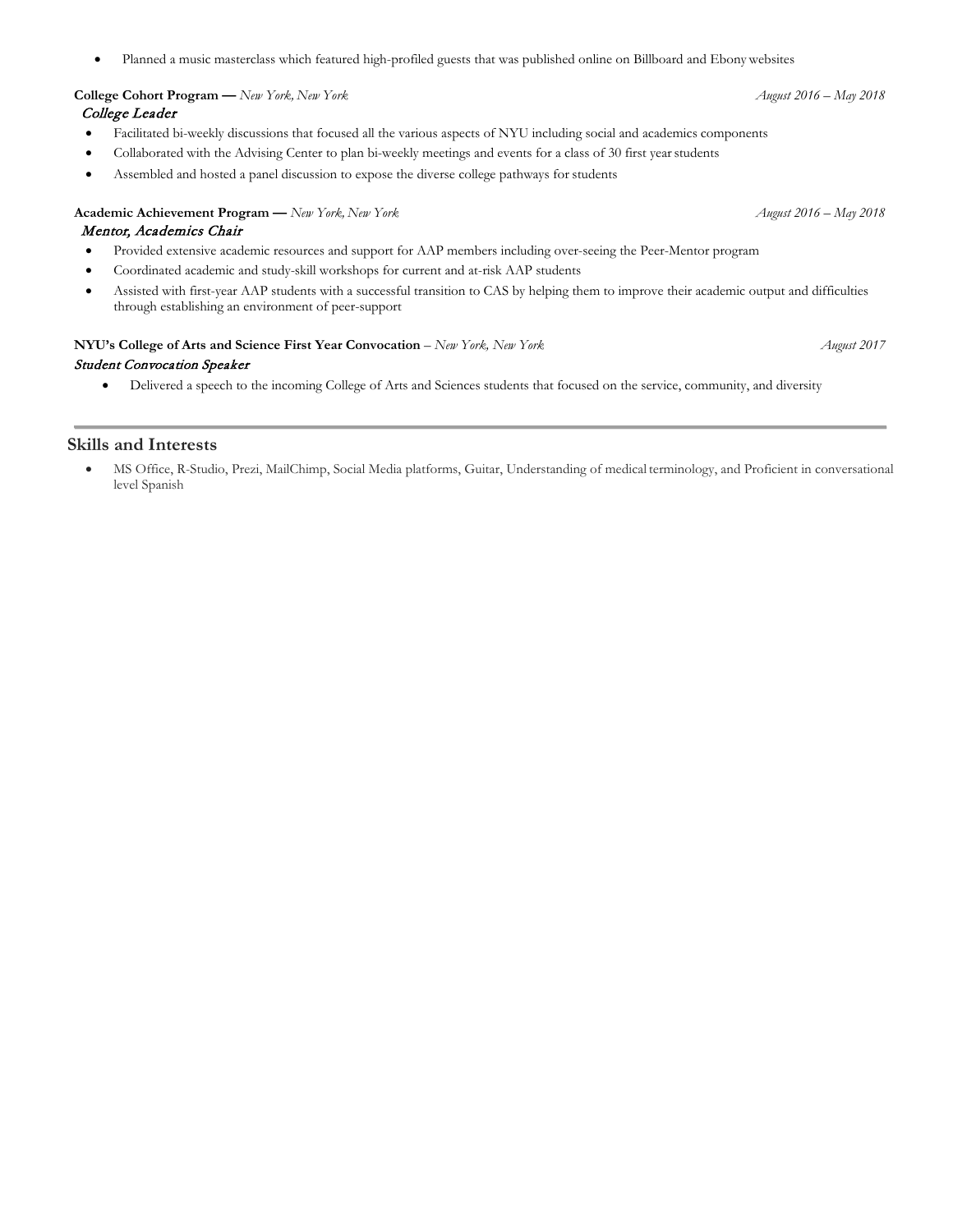- Planned a music masterclass which featured high-profiled guests that was published online on Billboard and Ebony websites

**College Cohort Program —** *New York, New York* *August 2016 – May 2018*

*College Leader*

- Facilitated bi-weekly discussions that focused all the various aspects of NYU including social and academics components
- Collaborated with the Advising Center to plan bi-weekly meetings and events for a class of 30 first year students
- Assembled and hosted a panel discussion to expose the diverse college pathways for students

**Academic Achievement Program —** *New York, New York* *August 2016 – May 2018*

*Mentor, Academics Chair*

- Provided extensive academic resources and support for AAP members including over-seeing the Peer-Mentor program
- Coordinated academic and study-skill workshops for current and at-risk AAP students
- Assisted with first-year AAP students with a successful transition to CAS by helping them to improve their academic output and difficulties through establishing an environment of peer-support

**NYU's College of Arts and Science First Year Convocation** – *New York, New York* *August 2017*

*Student Convocation Speaker*

- Delivered a speech to the incoming College of Arts and Sciences students that focused on the service, community, and diversity

## Skills and Interests

- MS Office, R-Studio, Prezi, MailChimp, Social Media platforms, Guitar, Understanding of medical terminology, and Proficient in conversational level Spanish